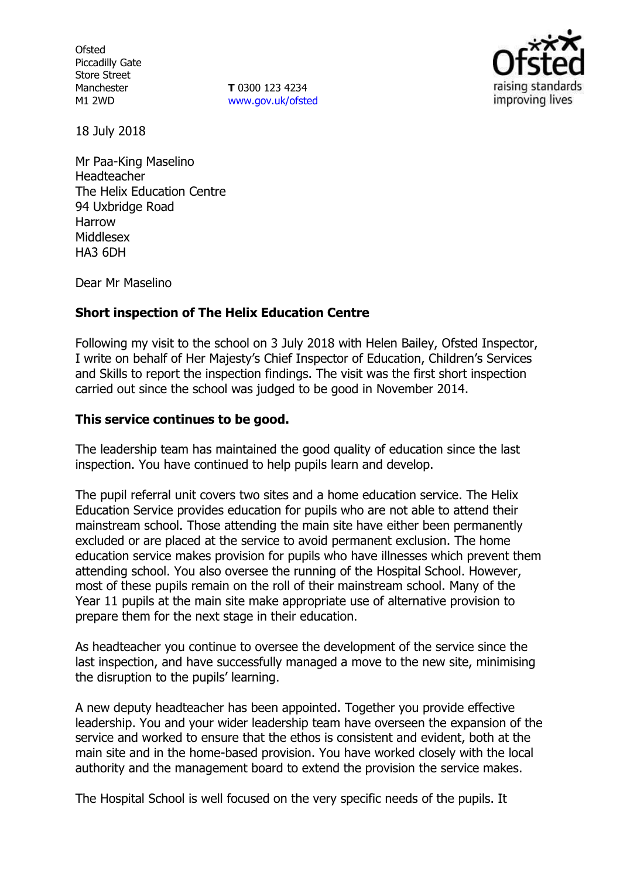Ofsted
Piccadilly Gate
Store Street
Manchester
M1 2WD

**T** 0300 123 4234
www.gov.uk/ofsted

18 July 2018

Mr Paa-King Maselino
Headteacher
The Helix Education Centre
94 Uxbridge Road
Harrow
Middlesex
HA3 6DH

Dear Mr Maselino

**Short inspection of The Helix Education Centre**

Following my visit to the school on 3 July 2018 with Helen Bailey, Ofsted Inspector, I write on behalf of Her Majesty's Chief Inspector of Education, Children's Services and Skills to report the inspection findings. The visit was the first short inspection carried out since the school was judged to be good in November 2014.

**This service continues to be good.**

The leadership team has maintained the good quality of education since the last inspection. You have continued to help pupils learn and develop.

The pupil referral unit covers two sites and a home education service. The Helix Education Service provides education for pupils who are not able to attend their mainstream school. Those attending the main site have either been permanently excluded or are placed at the service to avoid permanent exclusion. The home education service makes provision for pupils who have illnesses which prevent them attending school. You also oversee the running of the Hospital School. However, most of these pupils remain on the roll of their mainstream school. Many of the Year 11 pupils at the main site make appropriate use of alternative provision to prepare them for the next stage in their education.

As headteacher you continue to oversee the development of the service since the last inspection, and have successfully managed a move to the new site, minimising the disruption to the pupils' learning.

A new deputy headteacher has been appointed. Together you provide effective leadership. You and your wider leadership team have overseen the expansion of the service and worked to ensure that the ethos is consistent and evident, both at the main site and in the home-based provision. You have worked closely with the local authority and the management board to extend the provision the service makes.

The Hospital School is well focused on the very specific needs of the pupils. It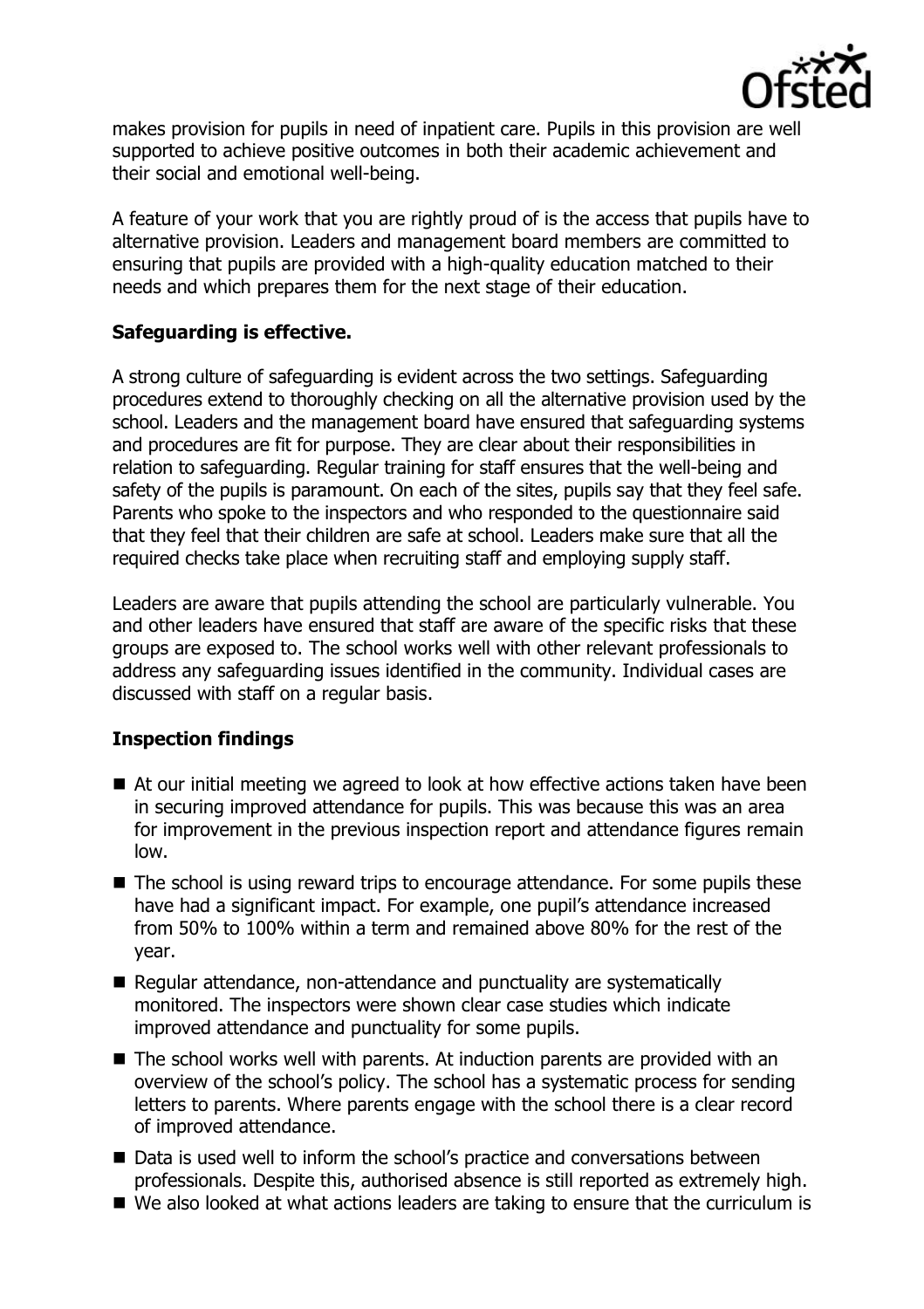makes provision for pupils in need of inpatient care. Pupils in this provision are well supported to achieve positive outcomes in both their academic achievement and their social and emotional well-being.

A feature of your work that you are rightly proud of is the access that pupils have to alternative provision. Leaders and management board members are committed to ensuring that pupils are provided with a high-quality education matched to their needs and which prepares them for the next stage of their education.

**Safeguarding is effective.**

A strong culture of safeguarding is evident across the two settings. Safeguarding procedures extend to thoroughly checking on all the alternative provision used by the school. Leaders and the management board have ensured that safeguarding systems and procedures are fit for purpose. They are clear about their responsibilities in relation to safeguarding. Regular training for staff ensures that the well-being and safety of the pupils is paramount. On each of the sites, pupils say that they feel safe. Parents who spoke to the inspectors and who responded to the questionnaire said that they feel that their children are safe at school. Leaders make sure that all the required checks take place when recruiting staff and employing supply staff.

Leaders are aware that pupils attending the school are particularly vulnerable. You and other leaders have ensured that staff are aware of the specific risks that these groups are exposed to. The school works well with other relevant professionals to address any safeguarding issues identified in the community. Individual cases are discussed with staff on a regular basis.

**Inspection findings**

- At our initial meeting we agreed to look at how effective actions taken have been in securing improved attendance for pupils. This was because this was an area for improvement in the previous inspection report and attendance figures remain low.
- The school is using reward trips to encourage attendance. For some pupils these have had a significant impact. For example, one pupil's attendance increased from 50% to 100% within a term and remained above 80% for the rest of the year.
- Regular attendance, non-attendance and punctuality are systematically monitored. The inspectors were shown clear case studies which indicate improved attendance and punctuality for some pupils.
- The school works well with parents. At induction parents are provided with an overview of the school's policy. The school has a systematic process for sending letters to parents. Where parents engage with the school there is a clear record of improved attendance.
- Data is used well to inform the school's practice and conversations between professionals. Despite this, authorised absence is still reported as extremely high.
- We also looked at what actions leaders are taking to ensure that the curriculum is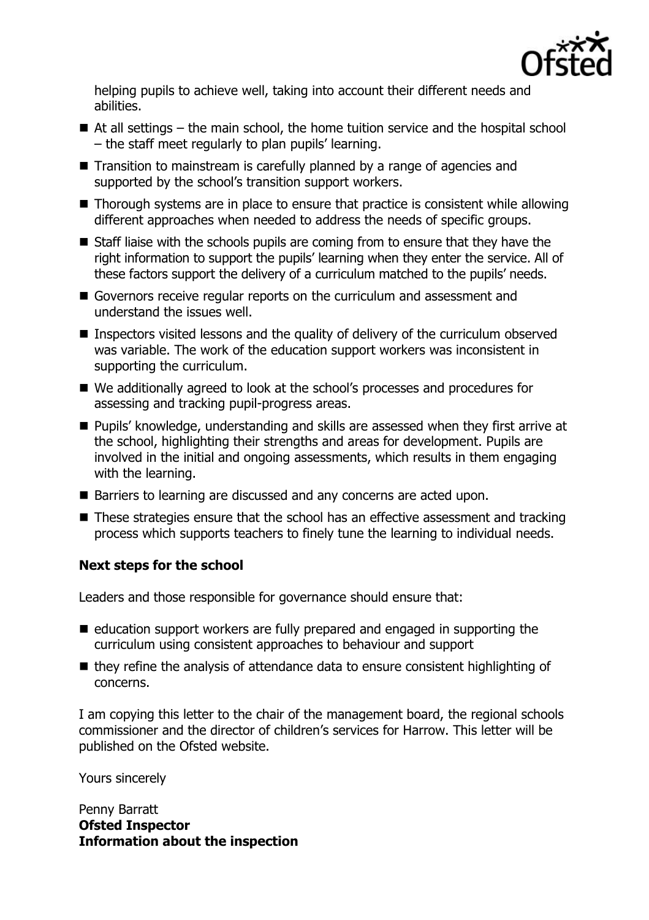helping pupils to achieve well, taking into account their different needs and abilities.

- At all settings – the main school, the home tuition service and the hospital school – the staff meet regularly to plan pupils' learning.
- Transition to mainstream is carefully planned by a range of agencies and supported by the school's transition support workers.
- Thorough systems are in place to ensure that practice is consistent while allowing different approaches when needed to address the needs of specific groups.
- Staff liaise with the schools pupils are coming from to ensure that they have the right information to support the pupils' learning when they enter the service. All of these factors support the delivery of a curriculum matched to the pupils' needs.
- Governors receive regular reports on the curriculum and assessment and understand the issues well.
- Inspectors visited lessons and the quality of delivery of the curriculum observed was variable. The work of the education support workers was inconsistent in supporting the curriculum.
- We additionally agreed to look at the school's processes and procedures for assessing and tracking pupil-progress areas.
- Pupils' knowledge, understanding and skills are assessed when they first arrive at the school, highlighting their strengths and areas for development. Pupils are involved in the initial and ongoing assessments, which results in them engaging with the learning.
- Barriers to learning are discussed and any concerns are acted upon.
- These strategies ensure that the school has an effective assessment and tracking process which supports teachers to finely tune the learning to individual needs.

### Next steps for the school

Leaders and those responsible for governance should ensure that:

- education support workers are fully prepared and engaged in supporting the curriculum using consistent approaches to behaviour and support
- they refine the analysis of attendance data to ensure consistent highlighting of concerns.

I am copying this letter to the chair of the management board, the regional schools commissioner and the director of children's services for Harrow. This letter will be published on the Ofsted website.

Yours sincerely

Penny Barratt
**Ofsted Inspector**

### Information about the inspection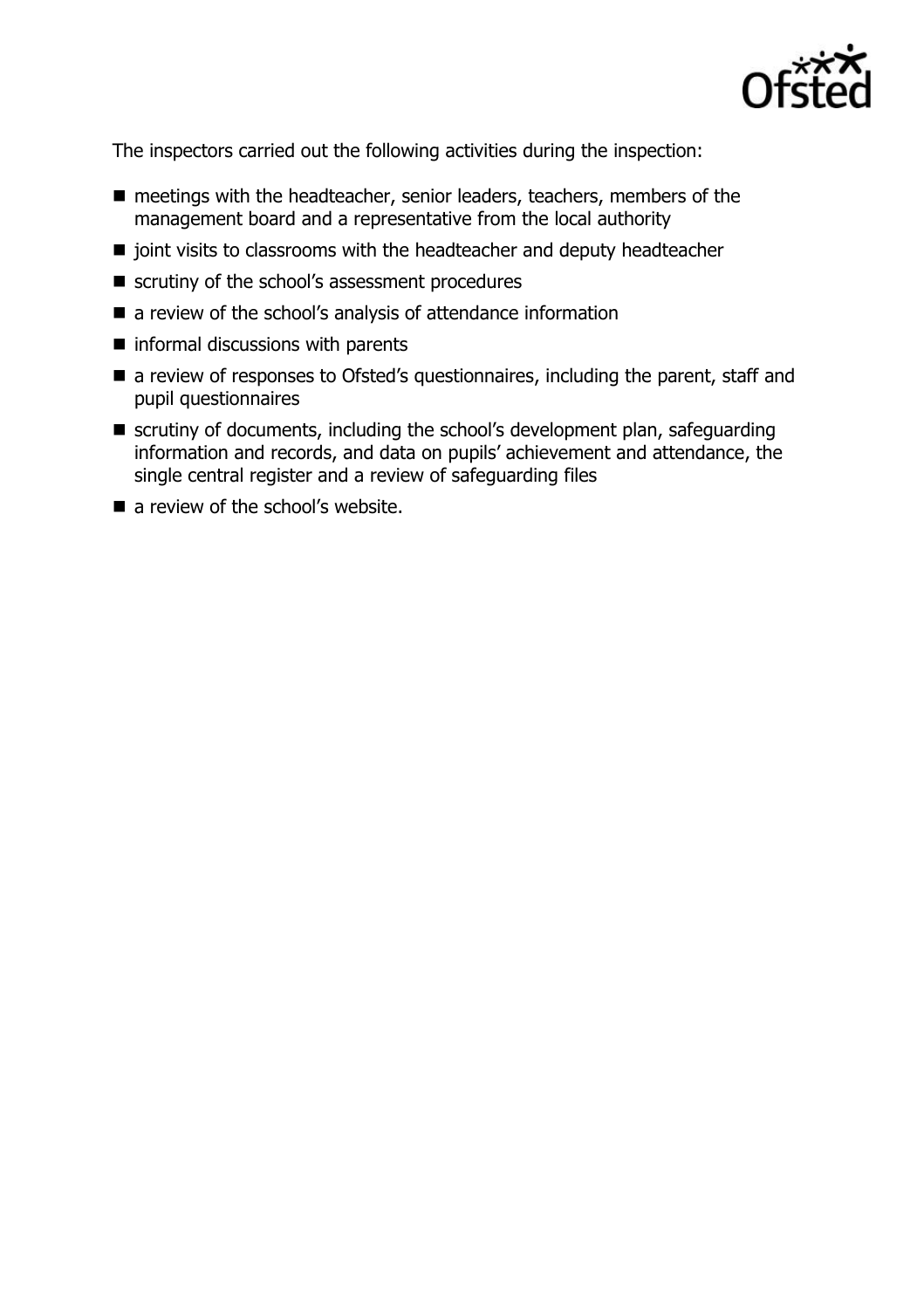The inspectors carried out the following activities during the inspection:

- meetings with the headteacher, senior leaders, teachers, members of the management board and a representative from the local authority
- joint visits to classrooms with the headteacher and deputy headteacher
- scrutiny of the school's assessment procedures
- a review of the school's analysis of attendance information
- informal discussions with parents
- a review of responses to Ofsted's questionnaires, including the parent, staff and pupil questionnaires
- scrutiny of documents, including the school's development plan, safeguarding information and records, and data on pupils' achievement and attendance, the single central register and a review of safeguarding files
- a review of the school's website.